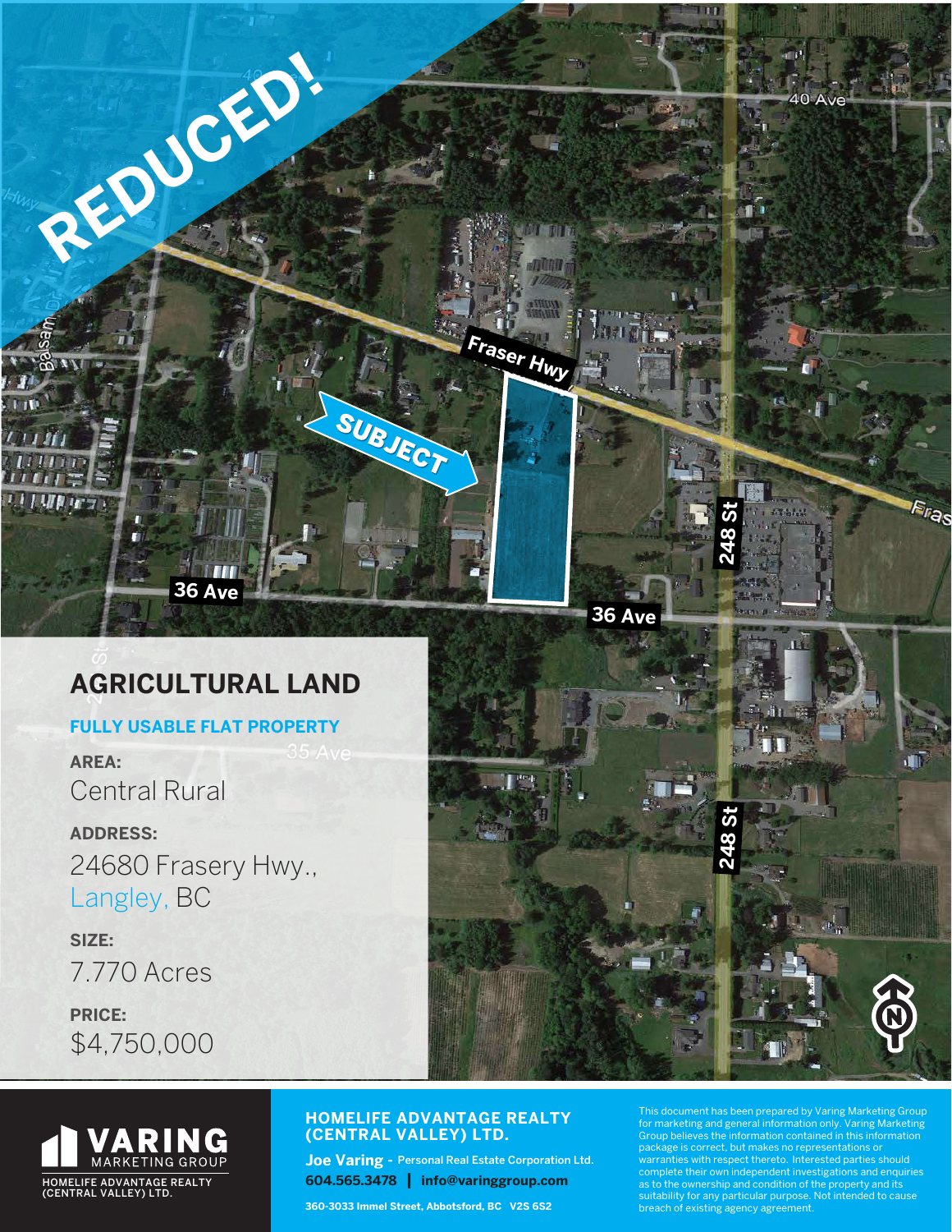# REDUCED!

Fraser Hwy

SUBJECT

36 Ave

248 St

40 Ave

## AGRICULTURAL LAND

**FULLY USABLE FLAT PROPERTY**

**AREA:**

Central Rural

**ADDRESS:**

24680 Frasery Hwy., Langley, BC

**SIZE:**

7.770 Acres

**PRICE:**

$4,750,000

VARING MARKETING GROUP

HOMELIFE ADVANTAGE REALTY (CENTRAL VALLEY) LTD.

**HOMELIFE ADVANTAGE REALTY (CENTRAL VALLEY) LTD.**

**Joe Varing** - **Personal Real Estate Corporation Ltd.**

**604.565.3478** | **info@varinggroup.com**

**360-3033 Immel Street, Abbotsford, BC V2S 6S2**

This document has been prepared by Varing Marketing Group for marketing and general information only. Varing Marketing Group believes the information contained in this information package is correct, but makes no representations or warranties with respect thereto. Interested parties should complete their own independent investigations and enquiries as to the ownership and condition of the property and its suitability for any particular purpose. Not intended to cause breach of existing agency agreement.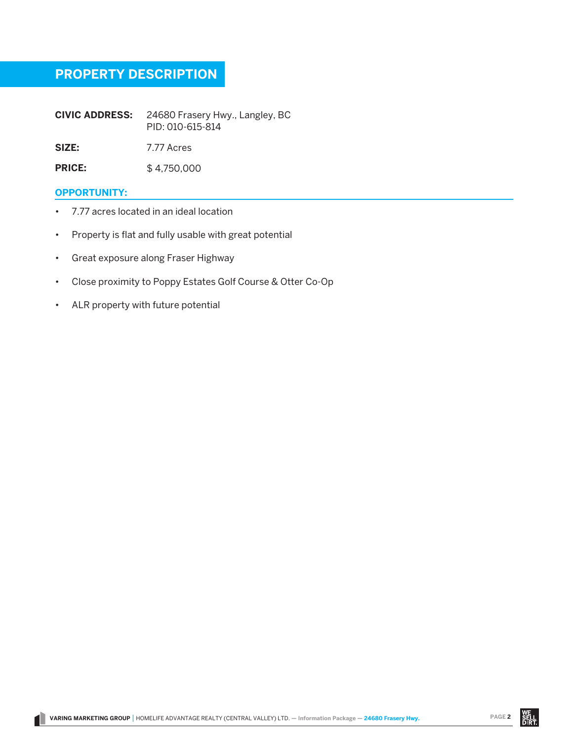## PROPERTY DESCRIPTION

**CIVIC ADDRESS:** 24680 Frasery Hwy., Langley, BC
PID: 010-615-814

**SIZE:** 7.77 Acres

**PRICE:** $ 4,750,000

### OPPORTUNITY:

- 7.77 acres located in an ideal location
- Property is flat and fully usable with great potential
- Great exposure along Fraser Highway
- Close proximity to Poppy Estates Golf Course & Otter Co-Op
- ALR property with future potential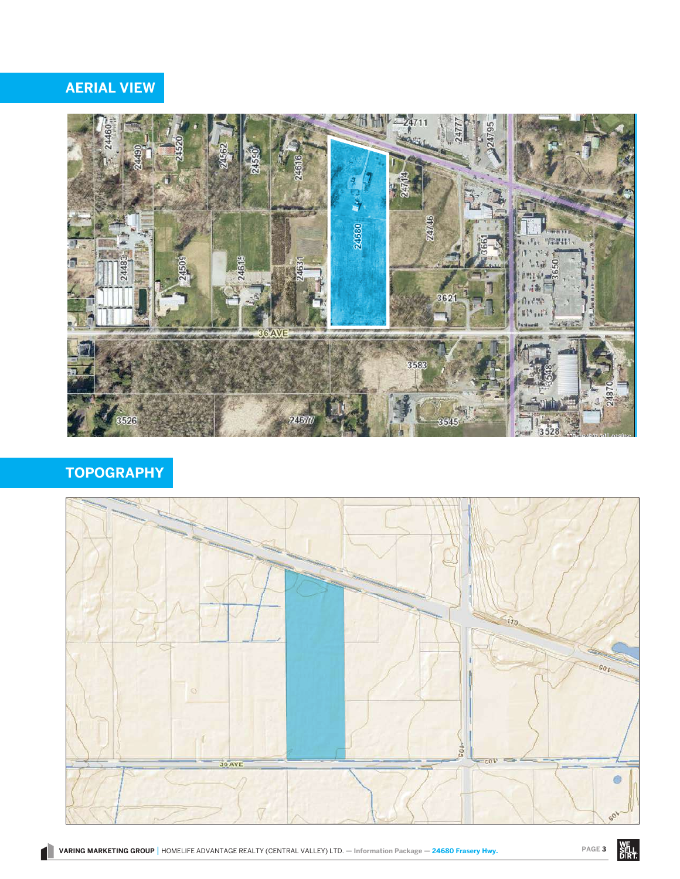## AERIAL VIEW

## TOPOGRAPHY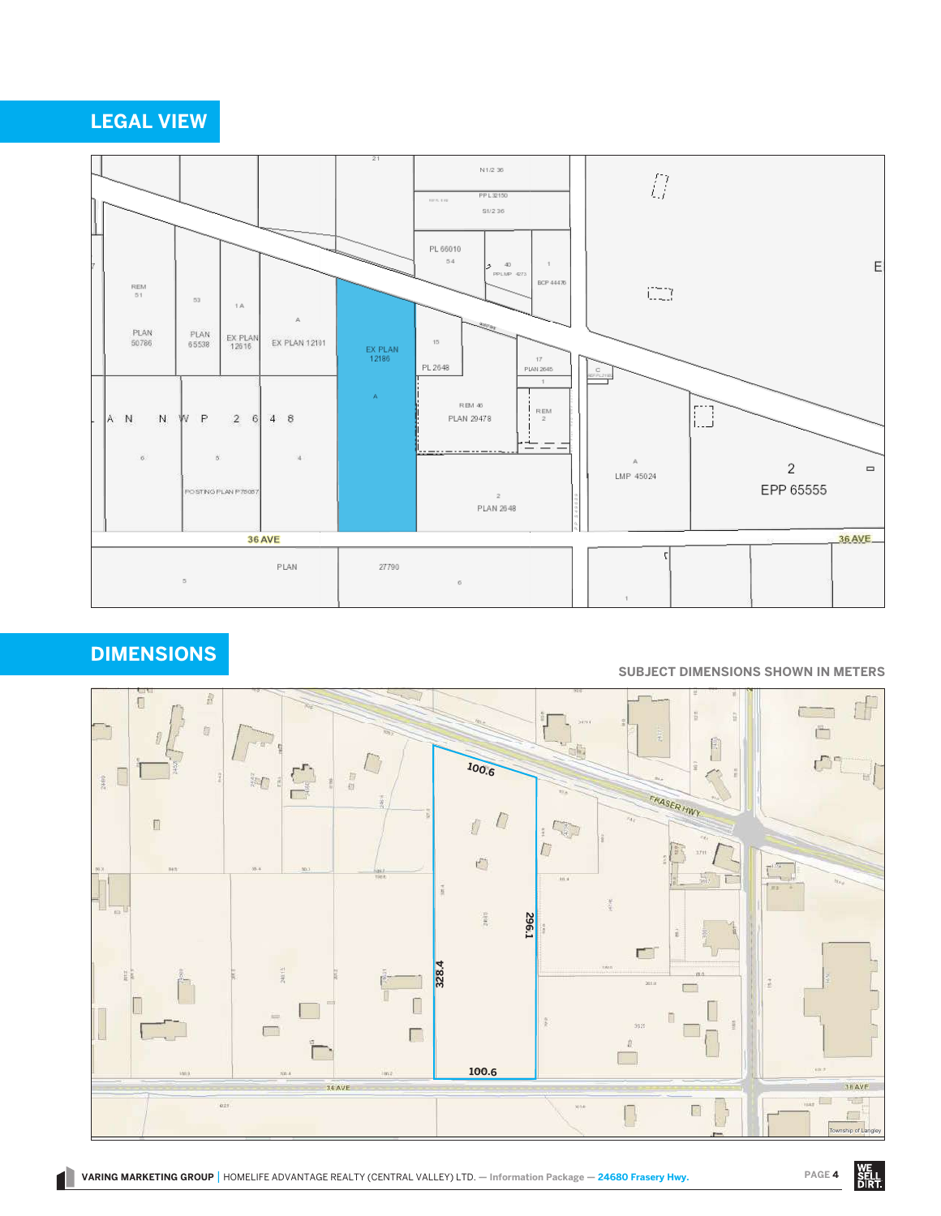## LEGAL VIEW

## DIMENSIONS

**SUBJECT DIMENSIONS SHOWN IN METERS**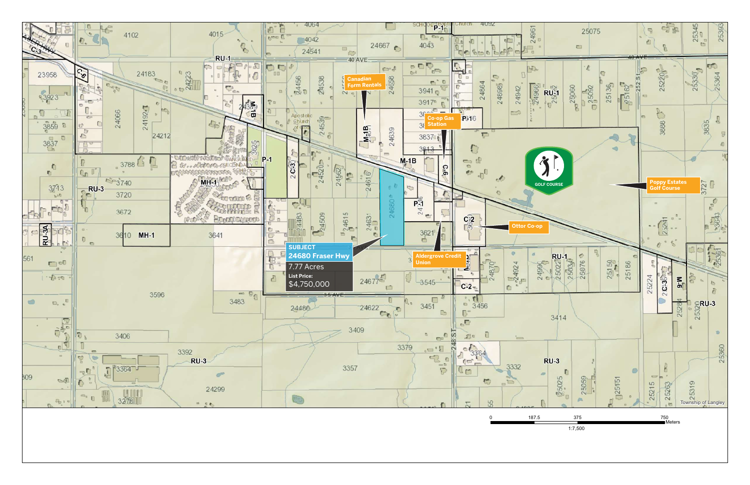SUBJECT

**24680 Fraser Hwy**

7.77 Acres

**List Price:**

$4,750,000

Canadian Farm Rentals

Co-op Gas Station

Poppy Estates Golf Course

GOLF COURSE

Otter Co-op

Aldergrove Credit Union

0 187.5 375 750 Meters

1:7,500

Township of Langley